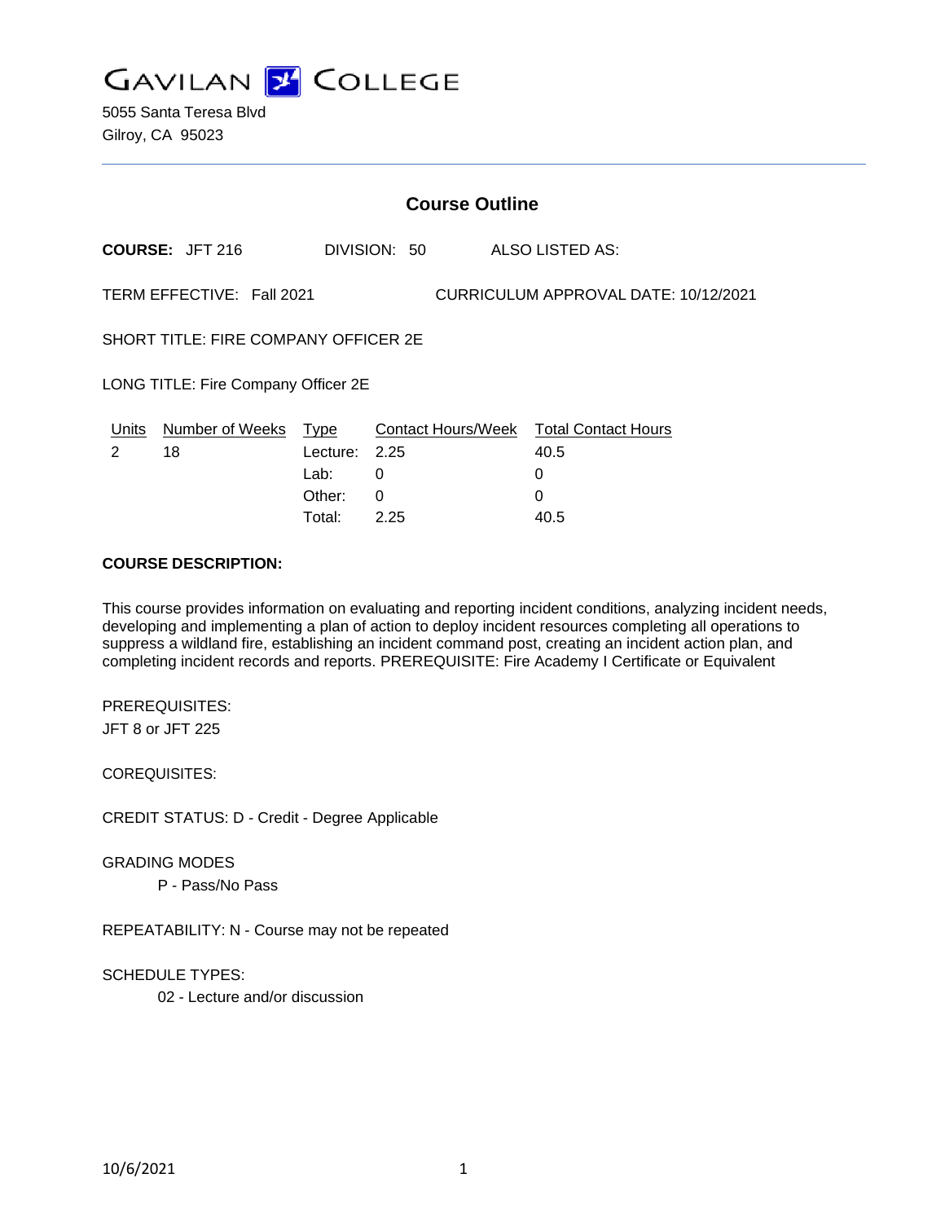# GAVILAN COLLEGE

5055 Santa Teresa Blvd
Gilroy, CA 95023

## Course Outline

**COURSE:** JFT 216 DIVISION: 50 ALSO LISTED AS:

TERM EFFECTIVE: Fall 2021 CURRICULUM APPROVAL DATE: 10/12/2021

SHORT TITLE: FIRE COMPANY OFFICER 2E

LONG TITLE: Fire Company Officer 2E

| Units | Number of Weeks | Type | Contact Hours/Week | Total Contact Hours |
|---|---|---|---|---|
| 2 | 18 | Lecture: | 2.25 | 40.5 |
| | | Lab: | 0 | 0 |
| | | Other: | 0 | 0 |
| | | Total: | 2.25 | 40.5 |

**COURSE DESCRIPTION:**

This course provides information on evaluating and reporting incident conditions, analyzing incident needs, developing and implementing a plan of action to deploy incident resources completing all operations to suppress a wildland fire, establishing an incident command post, creating an incident action plan, and completing incident records and reports. PREREQUISITE: Fire Academy I Certificate or Equivalent

PREREQUISITES:
JFT 8 or JFT 225

COREQUISITES:

CREDIT STATUS: D - Credit - Degree Applicable

GRADING MODES
P - Pass/No Pass

REPEATABILITY: N - Course may not be repeated

SCHEDULE TYPES:
02 - Lecture and/or discussion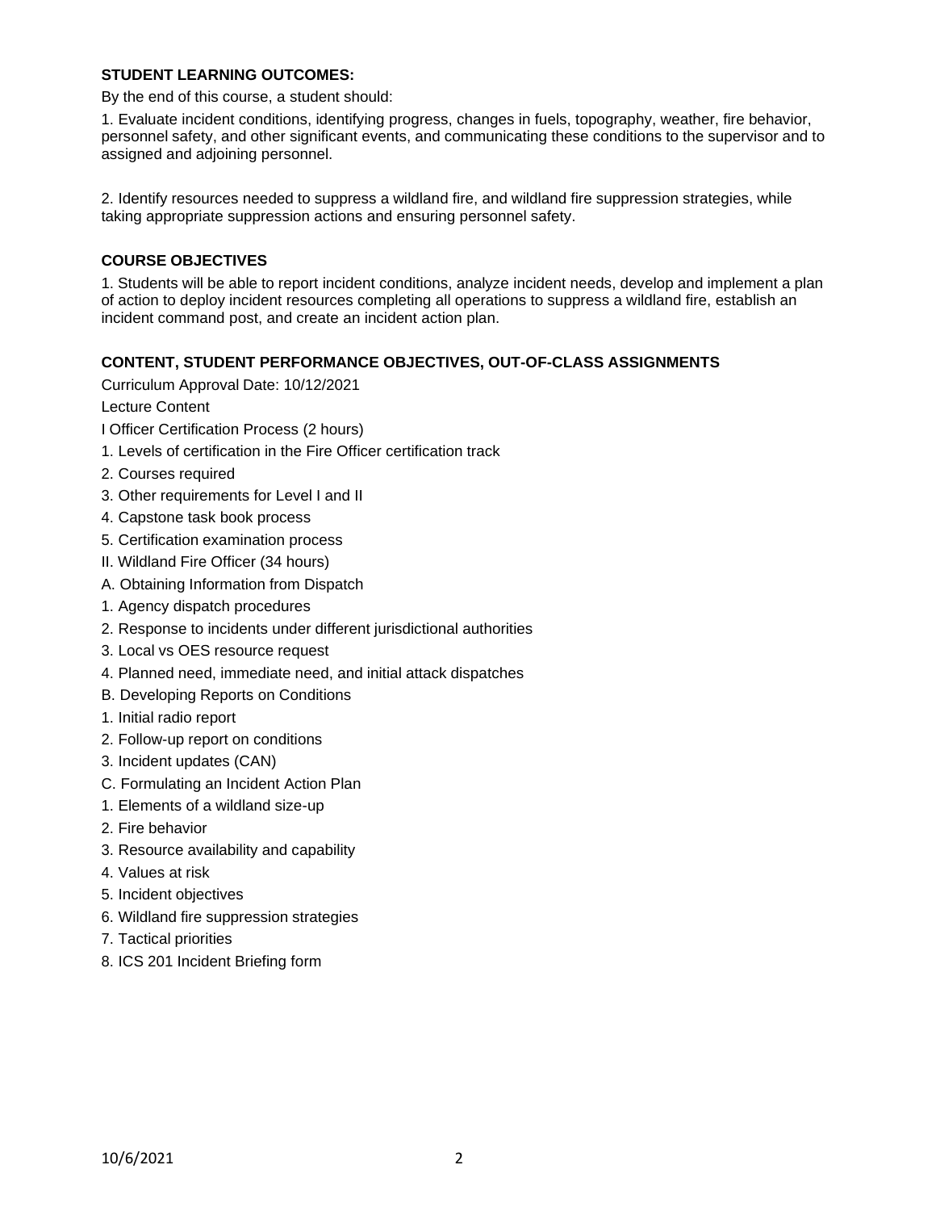**STUDENT LEARNING OUTCOMES:**

By the end of this course, a student should:

1. Evaluate incident conditions, identifying progress, changes in fuels, topography, weather, fire behavior, personnel safety, and other significant events, and communicating these conditions to the supervisor and to assigned and adjoining personnel.

2. Identify resources needed to suppress a wildland fire, and wildland fire suppression strategies, while taking appropriate suppression actions and ensuring personnel safety.

**COURSE OBJECTIVES**

1. Students will be able to report incident conditions, analyze incident needs, develop and implement a plan of action to deploy incident resources completing all operations to suppress a wildland fire, establish an incident command post, and create an incident action plan.

**CONTENT, STUDENT PERFORMANCE OBJECTIVES, OUT-OF-CLASS ASSIGNMENTS**

Curriculum Approval Date: 10/12/2021

Lecture Content

I Officer Certification Process (2 hours)

1. Levels of certification in the Fire Officer certification track
2. Courses required
3. Other requirements for Level I and II
4. Capstone task book process
5. Certification examination process

II. Wildland Fire Officer (34 hours)

A. Obtaining Information from Dispatch

1. Agency dispatch procedures
2. Response to incidents under different jurisdictional authorities
3. Local vs OES resource request
4. Planned need, immediate need, and initial attack dispatches

B. Developing Reports on Conditions

1. Initial radio report
2. Follow-up report on conditions
3. Incident updates (CAN)

C. Formulating an Incident Action Plan

1. Elements of a wildland size-up
2. Fire behavior
3. Resource availability and capability
4. Values at risk
5. Incident objectives
6. Wildland fire suppression strategies
7. Tactical priorities
8. ICS 201 Incident Briefing form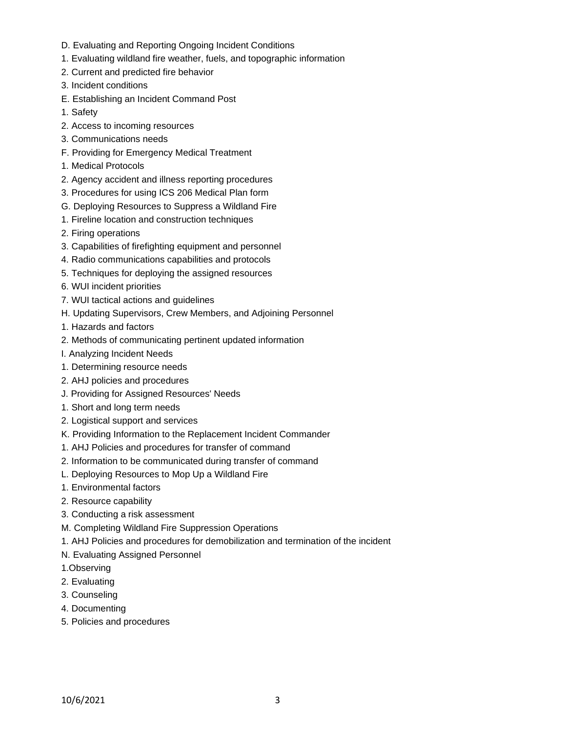D. Evaluating and Reporting Ongoing Incident Conditions

1. Evaluating wildland fire weather, fuels, and topographic information
2. Current and predicted fire behavior
3. Incident conditions

E. Establishing an Incident Command Post

1. Safety
2. Access to incoming resources
3. Communications needs

F. Providing for Emergency Medical Treatment

1. Medical Protocols
2. Agency accident and illness reporting procedures
3. Procedures for using ICS 206 Medical Plan form

G. Deploying Resources to Suppress a Wildland Fire

1. Fireline location and construction techniques
2. Firing operations
3. Capabilities of firefighting equipment and personnel
4. Radio communications capabilities and protocols
5. Techniques for deploying the assigned resources
6. WUI incident priorities
7. WUI tactical actions and guidelines

H. Updating Supervisors, Crew Members, and Adjoining Personnel

1. Hazards and factors
2. Methods of communicating pertinent updated information

I. Analyzing Incident Needs

1. Determining resource needs
2. AHJ policies and procedures

J. Providing for Assigned Resources' Needs

1. Short and long term needs
2. Logistical support and services

K. Providing Information to the Replacement Incident Commander

1. AHJ Policies and procedures for transfer of command
2. Information to be communicated during transfer of command

L. Deploying Resources to Mop Up a Wildland Fire

1. Environmental factors
2. Resource capability
3. Conducting a risk assessment

M. Completing Wildland Fire Suppression Operations

1. AHJ Policies and procedures for demobilization and termination of the incident

N. Evaluating Assigned Personnel

1. Observing
2. Evaluating
3. Counseling
4. Documenting
5. Policies and procedures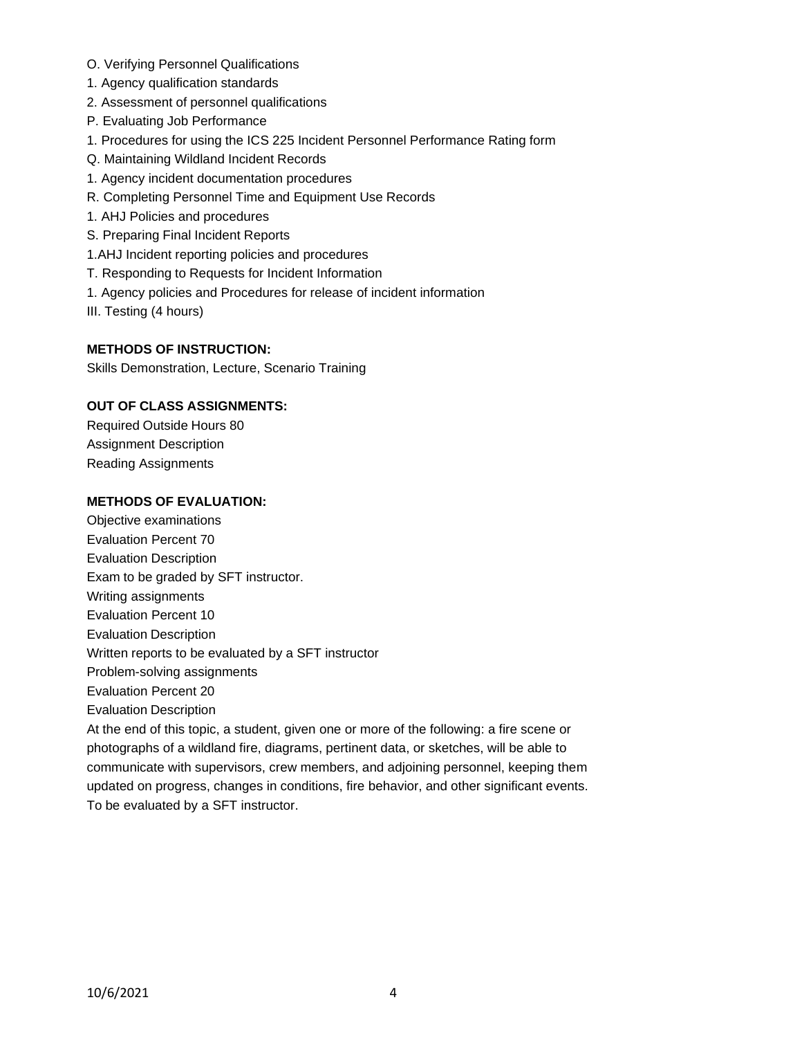O. Verifying Personnel Qualifications
1. Agency qualification standards
2. Assessment of personnel qualifications
P. Evaluating Job Performance
1. Procedures for using the ICS 225 Incident Personnel Performance Rating form
Q. Maintaining Wildland Incident Records
1. Agency incident documentation procedures
R. Completing Personnel Time and Equipment Use Records
1. AHJ Policies and procedures
S. Preparing Final Incident Reports
1.AHJ Incident reporting policies and procedures
T. Responding to Requests for Incident Information
1. Agency policies and Procedures for release of incident information
III. Testing (4 hours)

**METHODS OF INSTRUCTION:**

Skills Demonstration, Lecture, Scenario Training

**OUT OF CLASS ASSIGNMENTS:**

Required Outside Hours 80
Assignment Description
Reading Assignments

**METHODS OF EVALUATION:**

Objective examinations
Evaluation Percent 70
Evaluation Description
Exam to be graded by SFT instructor.
Writing assignments
Evaluation Percent 10
Evaluation Description
Written reports to be evaluated by a SFT instructor
Problem-solving assignments
Evaluation Percent 20
Evaluation Description
At the end of this topic, a student, given one or more of the following: a fire scene or photographs of a wildland fire, diagrams, pertinent data, or sketches, will be able to communicate with supervisors, crew members, and adjoining personnel, keeping them updated on progress, changes in conditions, fire behavior, and other significant events. To be evaluated by a SFT instructor.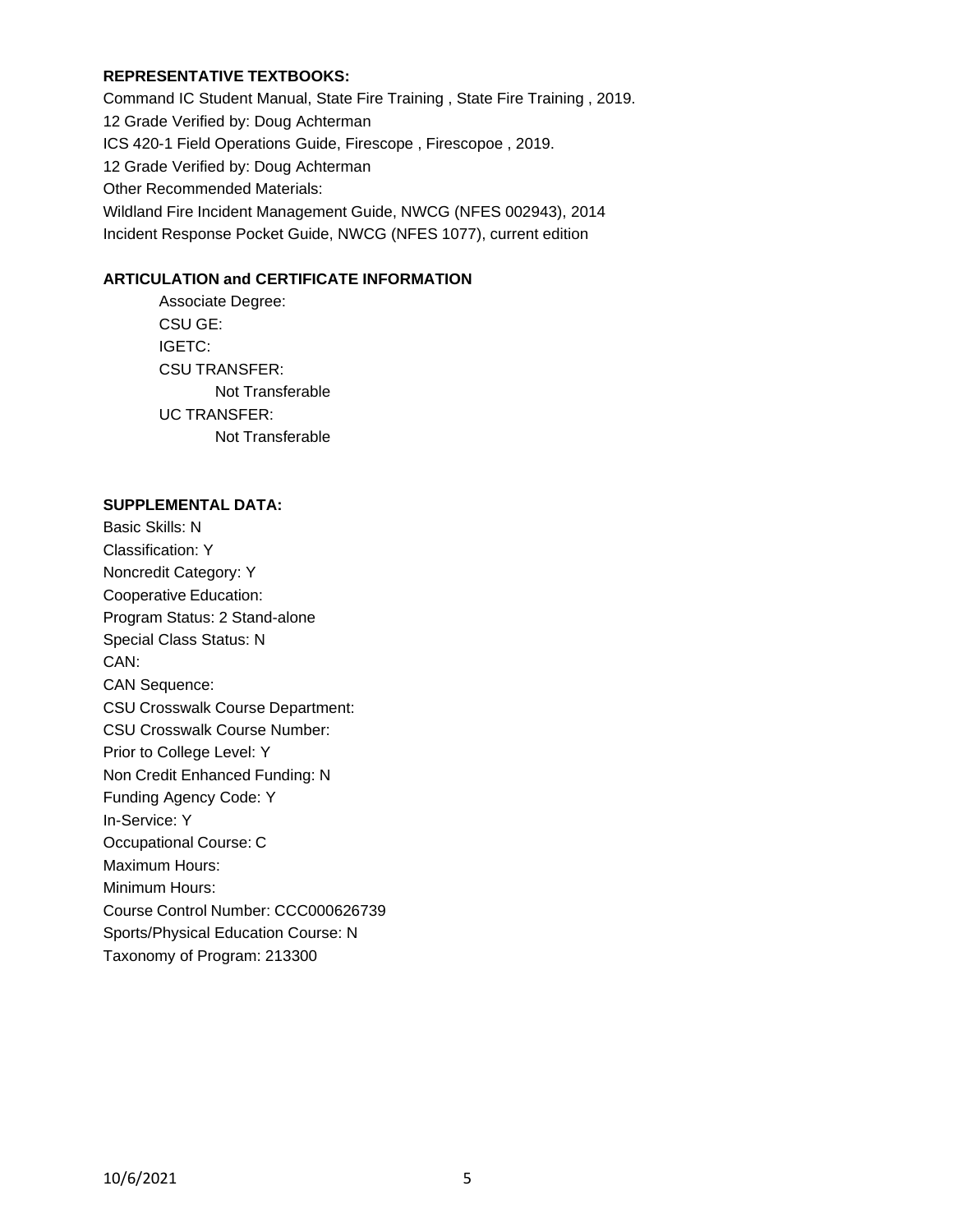**REPRESENTATIVE TEXTBOOKS:**

Command IC Student Manual, State Fire Training , State Fire Training , 2019.

12 Grade Verified by: Doug Achterman

ICS 420-1 Field Operations Guide, Firescope , Firescopoe , 2019.

12 Grade Verified by: Doug Achterman

Other Recommended Materials:

Wildland Fire Incident Management Guide, NWCG (NFES 002943), 2014

Incident Response Pocket Guide, NWCG (NFES 1077), current edition

**ARTICULATION and CERTIFICATE INFORMATION**

Associate Degree:

CSU GE:

IGETC:

CSU TRANSFER:

Not Transferable

UC TRANSFER:

Not Transferable

**SUPPLEMENTAL DATA:**

Basic Skills: N

Classification: Y

Noncredit Category: Y

Cooperative Education:

Program Status: 2 Stand-alone

Special Class Status: N

CAN:

CAN Sequence:

CSU Crosswalk Course Department:

CSU Crosswalk Course Number:

Prior to College Level: Y

Non Credit Enhanced Funding: N

Funding Agency Code: Y

In-Service: Y

Occupational Course: C

Maximum Hours:

Minimum Hours:

Course Control Number: CCC000626739

Sports/Physical Education Course: N

Taxonomy of Program: 213300